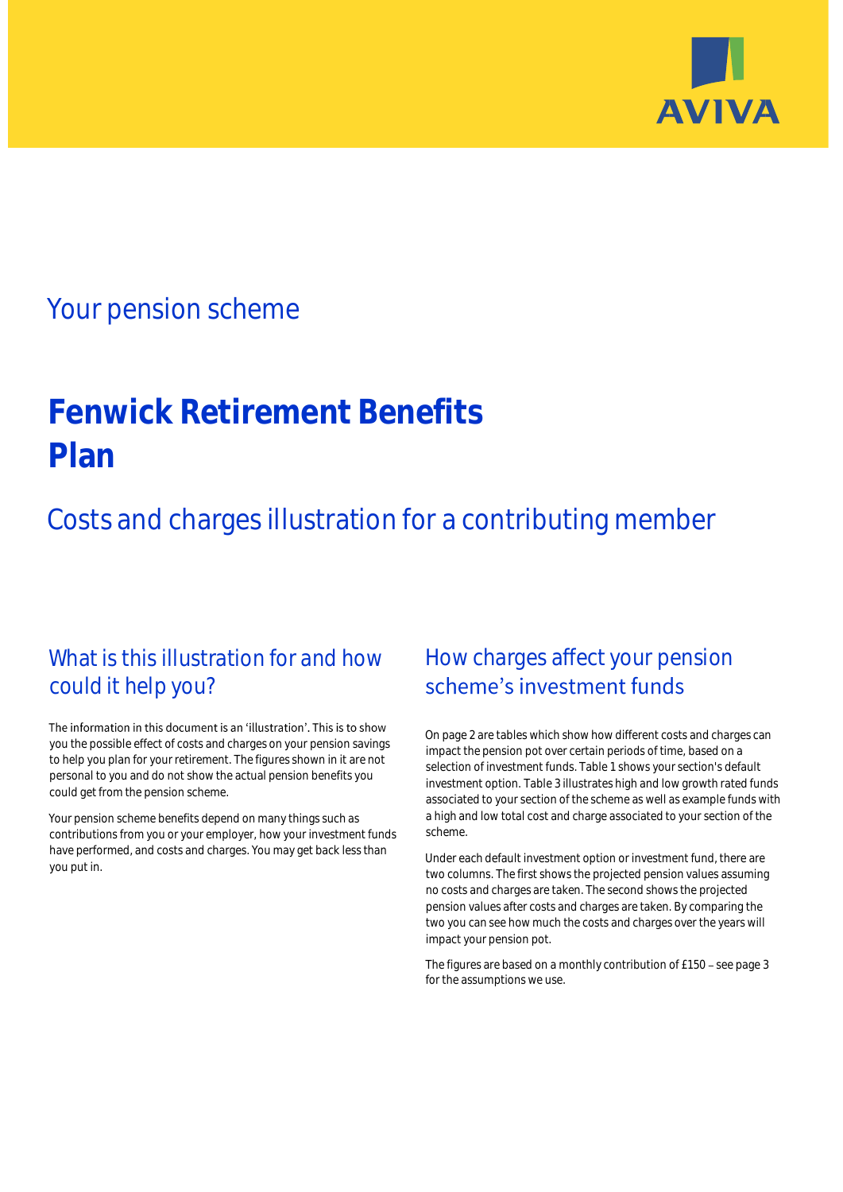AVIVA

## Your pension scheme

# Fenwick Retirement Benefits Plan

## Costs and charges illustration for a contributing member

## What is this illustration for and how could it help you?

The information in this document is an 'illustration'. This is to show you the possible effect of costs and charges on your pension savings to help you plan for your retirement. The figures shown in it are not personal to you and do not show the actual pension benefits you could get from the pension scheme.

Your pension scheme benefits depend on many things such as contributions from you or your employer, how your investment funds have performed, and costs and charges. You may get back less than you put in.

## How charges affect your pension scheme's investment funds

On page 2 are tables which show how different costs and charges can impact the pension pot over certain periods of time, based on a selection of investment funds. Table 1 shows your section's default investment option. Table 3 illustrates high and low growth rated funds associated to your section of the scheme as well as example funds with a high and low total cost and charge associated to your section of the scheme.

Under each default investment option or investment fund, there are two columns. The first shows the projected pension values assuming no costs and charges are taken. The second shows the projected pension values after costs and charges are taken. By comparing the two you can see how much the costs and charges over the years will impact your pension pot.

The figures are based on a monthly contribution of £150 – see page 3 for the assumptions we use.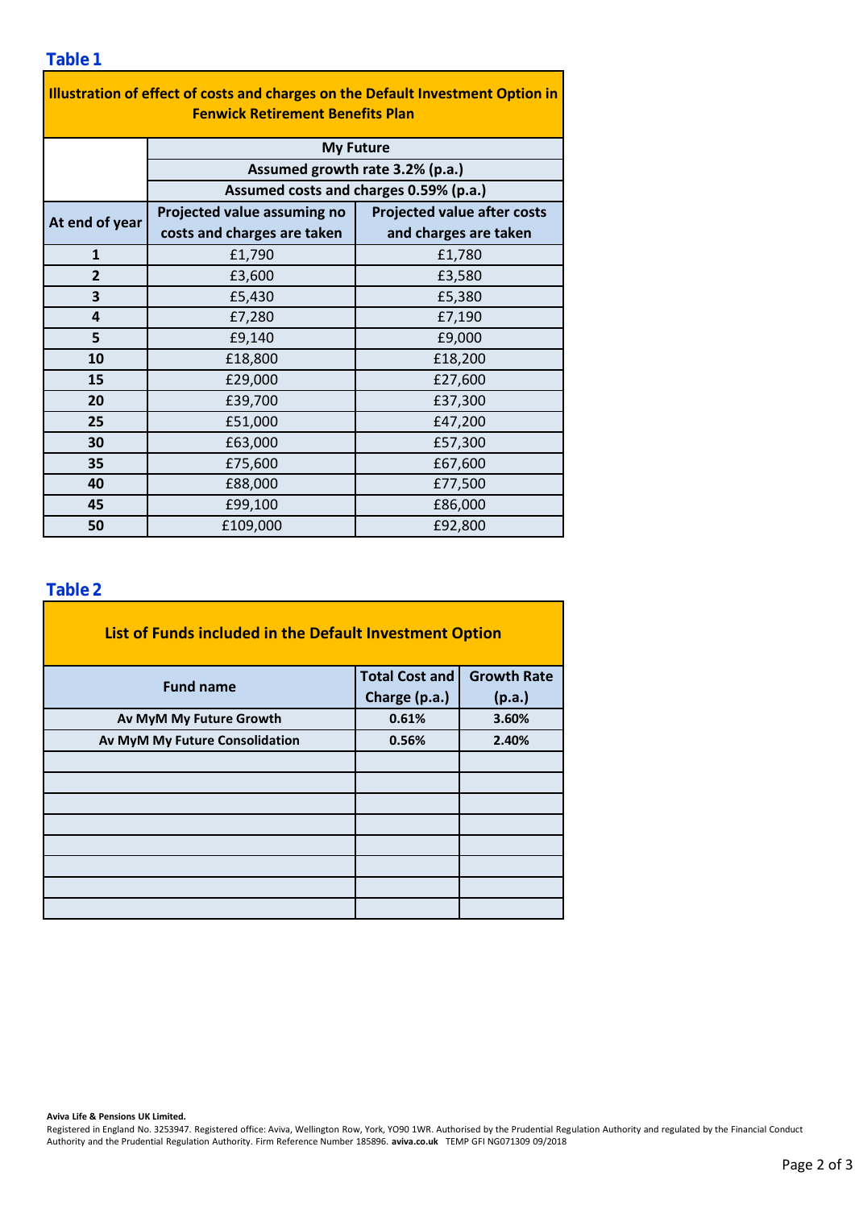## Table 1

| Illustration of effect of costs and charges on the Default Investment Option in Fenwick Retirement Benefits Plan | | |
|---|---|---|
| | My Future | |
| | Assumed growth rate 3.2% (p.a.) | |
| | Assumed costs and charges 0.59% (p.a.) | |
| At end of year | Projected value assuming no costs and charges are taken | Projected value after costs and charges are taken |
| 1 | £1,790 | £1,780 |
| 2 | £3,600 | £3,580 |
| 3 | £5,430 | £5,380 |
| 4 | £7,280 | £7,190 |
| 5 | £9,140 | £9,000 |
| 10 | £18,800 | £18,200 |
| 15 | £29,000 | £27,600 |
| 20 | £39,700 | £37,300 |
| 25 | £51,000 | £47,200 |
| 30 | £63,000 | £57,300 |
| 35 | £75,600 | £67,600 |
| 40 | £88,000 | £77,500 |
| 45 | £99,100 | £86,000 |
| 50 | £109,000 | £92,800 |

## Table 2

| List of Funds included in the Default Investment Option | | |
|---|---|---|
| Fund name | Total Cost and Charge (p.a.) | Growth Rate (p.a.) |
| Av MyM My Future Growth | 0.61% | 3.60% |
| Av MyM My Future Consolidation | 0.56% | 2.40% |
| | | |
| | | |
| | | |
| | | |
| | | |
| | | |
| | | |
| | | |

**Aviva Life & Pensions UK Limited.**
Registered in England No. 3253947. Registered office: Aviva, Wellington Row, York, YO90 1WR. Authorised by the Prudential Regulation Authority and regulated by the Financial Conduct Authority and the Prudential Regulation Authority. Firm Reference Number 185896. **aviva.co.uk** TEMP GFI NG071309 09/2018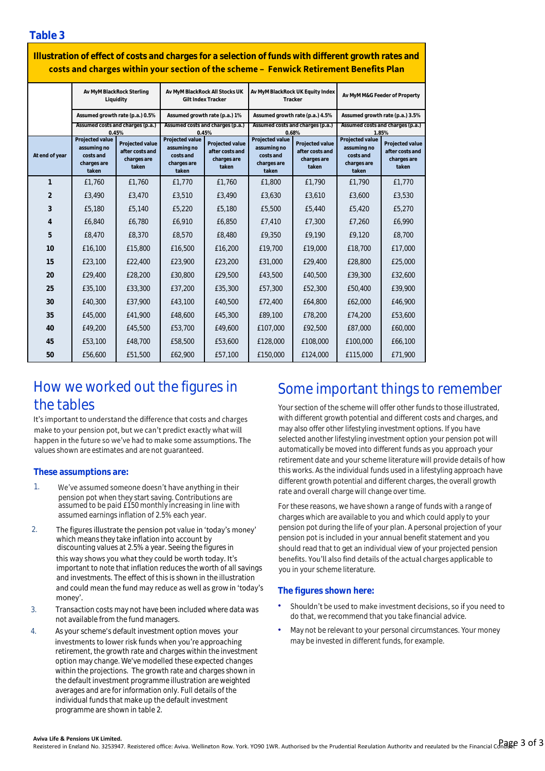## Table 3

| Illustration of effect of costs and charges for a selection of funds with different growth rates and costs and charges within your section of the scheme – Fenwick Retirement Benefits Plan | | | | | | | | |
|---|---|---|---|---|---|---|---|---|
| | Av MyM BlackRock Sterling Liquidity | | Av MyM BlackRock All Stocks UK Gilt Index Tracker | | Av MyM BlackRock UK Equity Index Tracker | | Av MyM M&G Feeder of Property | |
| | Assumed growth rate (p.a.) 0.5% | | Assumed growth rate (p.a.) 1% | | Assumed growth rate (p.a.) 4.5% | | Assumed growth rate (p.a.) 3.5% | |
| | Assumed costs and charges (p.a.) 0.45% | | Assumed costs and charges (p.a.) 0.45% | | Assumed costs and charges (p.a.) 0.68% | | Assumed costs and charges (p.a.) 1.85% | |
| At end of year | Projected value assuming no costs and charges are taken | Projected value after costs and charges are taken | Projected value assuming no costs and charges are taken | Projected value after costs and charges are taken | Projected value assuming no costs and charges are taken | Projected value after costs and charges are taken | Projected value assuming no costs and charges are taken | Projected value after costs and charges are taken |
| 1 | £1,760 | £1,760 | £1,770 | £1,760 | £1,800 | £1,790 | £1,790 | £1,770 |
| 2 | £3,490 | £3,470 | £3,510 | £3,490 | £3,630 | £3,610 | £3,600 | £3,530 |
| 3 | £5,180 | £5,140 | £5,220 | £5,180 | £5,500 | £5,440 | £5,420 | £5,270 |
| 4 | £6,840 | £6,780 | £6,910 | £6,850 | £7,410 | £7,300 | £7,260 | £6,990 |
| 5 | £8,470 | £8,370 | £8,570 | £8,480 | £9,350 | £9,190 | £9,120 | £8,700 |
| 10 | £16,100 | £15,800 | £16,500 | £16,200 | £19,700 | £19,000 | £18,700 | £17,000 |
| 15 | £23,100 | £22,400 | £23,900 | £23,200 | £31,000 | £29,400 | £28,800 | £25,000 |
| 20 | £29,400 | £28,200 | £30,800 | £29,500 | £43,500 | £40,500 | £39,300 | £32,600 |
| 25 | £35,100 | £33,300 | £37,200 | £35,300 | £57,300 | £52,300 | £50,400 | £39,900 |
| 30 | £40,300 | £37,900 | £43,100 | £40,500 | £72,400 | £64,800 | £62,000 | £46,900 |
| 35 | £45,000 | £41,900 | £48,600 | £45,300 | £89,100 | £78,200 | £74,200 | £53,600 |
| 40 | £49,200 | £45,500 | £53,700 | £49,600 | £107,000 | £92,500 | £87,000 | £60,000 |
| 45 | £53,100 | £48,700 | £58,500 | £53,600 | £128,000 | £108,000 | £100,000 | £66,100 |
| 50 | £56,600 | £51,500 | £62,900 | £57,100 | £150,000 | £124,000 | £115,000 | £71,900 |

# How we worked out the figures in the tables

It's important to understand the difference that costs and charges make to your pension pot, but we can't predict exactly what will happen in the future so we've had to make some assumptions. The values shown are estimates and are not guaranteed.

### These assumptions are:

1. We've assumed someone doesn't have anything in their pension pot when they start saving. Contributions are assumed to be paid £150 monthly increasing in line with assumed earnings inflation of 2.5% each year.
2. The figures illustrate the pension pot value in 'today's money' which means they take inflation into account by discounting values at 2.5% a year. Seeing the figures in this way shows you what they could be worth today. It's important to note that inflation reduces the worth of all savings and investments. The effect of this is shown in the illustration and could mean the fund may reduce as well as grow in 'today's money'.
3. Transaction costs may not have been included where data was not available from the fund managers.
4. As your scheme's default investment option moves your investments to lower risk funds when you're approaching retirement, the growth rate and charges within the investment option may change. We've modelled these expected changes within the projections. The growth rate and charges shown in the default investment programme illustration are weighted averages and are for information only. Full details of the individual funds that make up the default investment programme are shown in table 2.

# Some important things to remember

Your section of the scheme will offer other funds to those illustrated, with different growth potential and different costs and charges, and may also offer other lifestyling investment options. If you have selected another lifestyling investment option your pension pot will automatically be moved into different funds as you approach your retirement date and your scheme literature will provide details of how this works. As the individual funds used in a lifestyling approach have different growth potential and different charges, the overall growth rate and overall charge will change over time.

For these reasons, we have shown a range of funds with a range of charges which are available to you and which could apply to your pension pot during the life of your plan. A personal projection of your pension pot is included in your annual benefit statement and you should read that to get an individual view of your projected pension benefits. You'll also find details of the actual charges applicable to you in your scheme literature.

### The figures shown here:

- Shouldn't be used to make investment decisions, so if you need to do that, we recommend that you take financial advice.
- May not be relevant to your personal circumstances. Your money may be invested in different funds, for example.

**Aviva Life & Pensions UK Limited.**
Registered in England No. 3253947. Registered office: Aviva, Wellington Row, York, YO90 1WR. Authorised by the Prudential Regulation Authority and regulated by the Financial Conduct